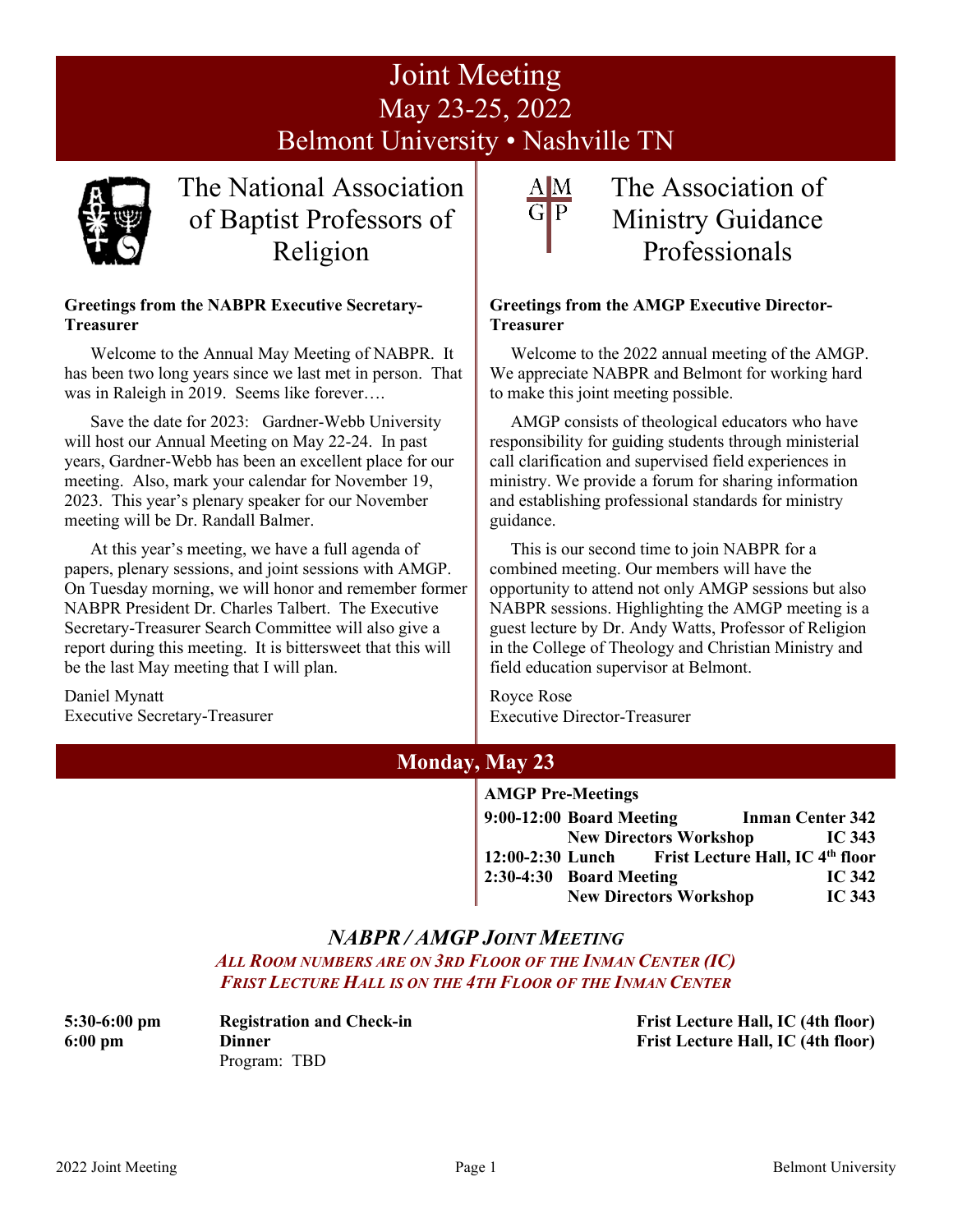# Joint Meeting
## May 23-25, 2022
## Belmont University • Nashville TN

## The National Association of Baptist Professors of Religion

**Greetings from the NABPR Executive Secretary-Treasurer**

Welcome to the Annual May Meeting of NABPR. It has been two long years since we last met in person. That was in Raleigh in 2019. Seems like forever….

Save the date for 2023: Gardner-Webb University will host our Annual Meeting on May 22-24. In past years, Gardner-Webb has been an excellent place for our meeting. Also, mark your calendar for November 19, 2023. This year's plenary speaker for our November meeting will be Dr. Randall Balmer.

At this year's meeting, we have a full agenda of papers, plenary sessions, and joint sessions with AMGP. On Tuesday morning, we will honor and remember former NABPR President Dr. Charles Talbert. The Executive Secretary-Treasurer Search Committee will also give a report during this meeting. It is bittersweet that this will be the last May meeting that I will plan.

Daniel Mynatt
Executive Secretary-Treasurer

## The Association of Ministry Guidance Professionals

**Greetings from the AMGP Executive Director-Treasurer**

Welcome to the 2022 annual meeting of the AMGP. We appreciate NABPR and Belmont for working hard to make this joint meeting possible.

AMGP consists of theological educators who have responsibility for guiding students through ministerial call clarification and supervised field experiences in ministry. We provide a forum for sharing information and establishing professional standards for ministry guidance.

This is our second time to join NABPR for a combined meeting. Our members will have the opportunity to attend not only AMGP sessions but also NABPR sessions. Highlighting the AMGP meeting is a guest lecture by Dr. Andy Watts, Professor of Religion in the College of Theology and Christian Ministry and field education supervisor at Belmont.

Royce Rose
Executive Director-Treasurer

## Monday, May 23

**AMGP Pre-Meetings**

| | | |
|---|---|---|
| **9:00-12:00** | **Board Meeting** | **Inman Center 342** |
| | **New Directors Workshop** | **IC 343** |
| **12:00-2:30** | **Lunch** | **Frist Lecture Hall, IC 4th floor** |
| **2:30-4:30** | **Board Meeting** | **IC 342** |
| | **New Directors Workshop** | **IC 343** |

### *NABPR / AMGP Joint Meeting*

***All Room numbers are on 3rd Floor of the Inman Center (IC)***
***Frist Lecture Hall is on the 4th Floor of the Inman Center***

| | | |
|---|---|---|
| **5:30-6:00 pm** | **Registration and Check-in** | **Frist Lecture Hall, IC (4th floor)** |
| **6:00 pm** | **Dinner**<br>Program: TBD | **Frist Lecture Hall, IC (4th floor)** |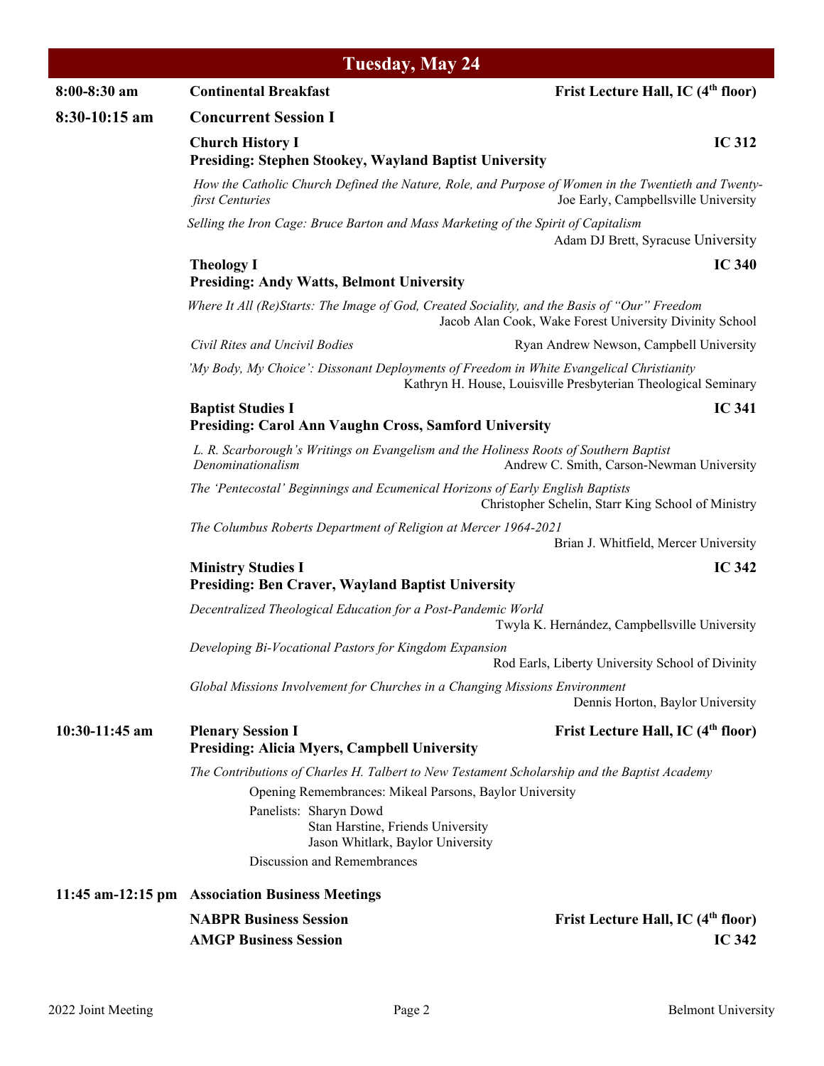## Tuesday, May 24

**8:00-8:30 am** — **Continental Breakfast** — **Frist Lecture Hall, IC (4th floor)**

**8:30-10:15 am** — **Concurrent Session I**

**Church History I** — **IC 312**
**Presiding: Stephen Stookey, Wayland Baptist University**

*How the Catholic Church Defined the Nature, Role, and Purpose of Women in the Twentieth and Twenty-first Centuries* — Joe Early, Campbellsville University

*Selling the Iron Cage: Bruce Barton and Mass Marketing of the Spirit of Capitalism* — Adam DJ Brett, Syracuse University

**Theology I** — **IC 340**
**Presiding: Andy Watts, Belmont University**

*Where It All (Re)Starts: The Image of God, Created Sociality, and the Basis of "Our" Freedom* — Jacob Alan Cook, Wake Forest University Divinity School

*Civil Rites and Uncivil Bodies* — Ryan Andrew Newson, Campbell University

*'My Body, My Choice': Dissonant Deployments of Freedom in White Evangelical Christianity* — Kathryn H. House, Louisville Presbyterian Theological Seminary

**Baptist Studies I** — **IC 341**
**Presiding: Carol Ann Vaughn Cross, Samford University**

*L. R. Scarborough's Writings on Evangelism and the Holiness Roots of Southern Baptist Denominationalism* — Andrew C. Smith, Carson-Newman University

*The 'Pentecostal' Beginnings and Ecumenical Horizons of Early English Baptists* — Christopher Schelin, Starr King School of Ministry

*The Columbus Roberts Department of Religion at Mercer 1964-2021* — Brian J. Whitfield, Mercer University

**Ministry Studies I** — **IC 342**
**Presiding: Ben Craver, Wayland Baptist University**

*Decentralized Theological Education for a Post-Pandemic World* — Twyla K. Hernández, Campbellsville University

*Developing Bi-Vocational Pastors for Kingdom Expansion* — Rod Earls, Liberty University School of Divinity

*Global Missions Involvement for Churches in a Changing Missions Environment* — Dennis Horton, Baylor University

**10:30-11:45 am** — **Plenary Session I** — **Frist Lecture Hall, IC (4th floor)**
**Presiding: Alicia Myers, Campbell University**

*The Contributions of Charles H. Talbert to New Testament Scholarship and the Baptist Academy*

Opening Remembrances: Mikeal Parsons, Baylor University

Panelists: Sharyn Dowd
Stan Harstine, Friends University
Jason Whitlark, Baylor University

Discussion and Remembrances

**11:45 am-12:15 pm** — **Association Business Meetings**

**NABPR Business Session** — **Frist Lecture Hall, IC (4th floor)**

**AMGP Business Session** — **IC 342**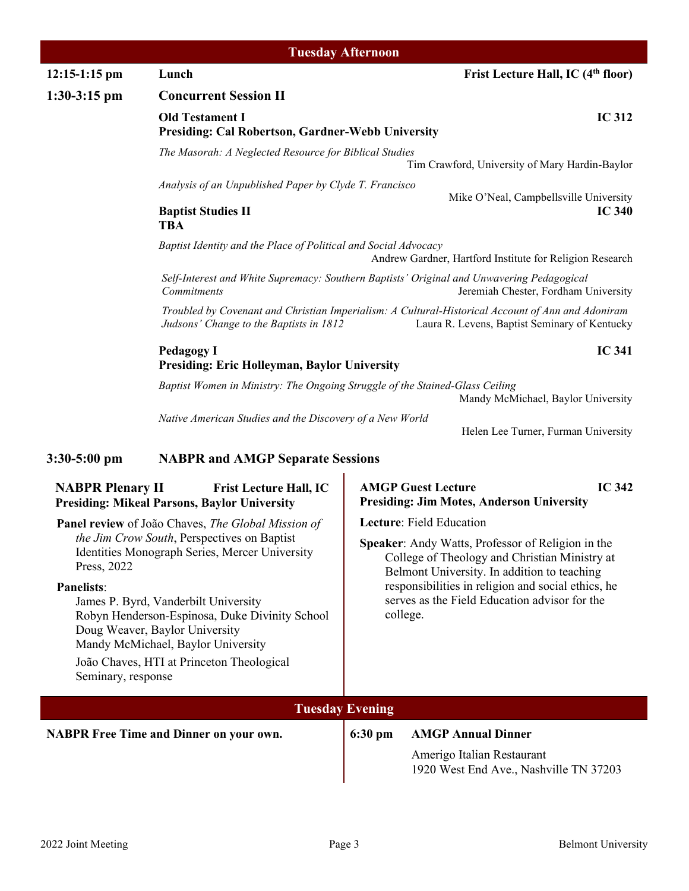## Tuesday Afternoon

**12:15-1:15 pm** — **Lunch** — **Frist Lecture Hall, IC (4th floor)**

**1:30-3:15 pm** — **Concurrent Session II**

**Old Testament I** — **IC 312**
**Presiding: Cal Robertson, Gardner-Webb University**

*The Masorah: A Neglected Resource for Biblical Studies*
Tim Crawford, University of Mary Hardin-Baylor

*Analysis of an Unpublished Paper by Clyde T. Francisco*
Mike O'Neal, Campbellsville University

**Baptist Studies II** — **IC 340**
**TBA**

*Baptist Identity and the Place of Political and Social Advocacy*
Andrew Gardner, Hartford Institute for Religion Research

*Self-Interest and White Supremacy: Southern Baptists' Original and Unwavering Pedagogical Commitments*
Jeremiah Chester, Fordham University

*Troubled by Covenant and Christian Imperialism: A Cultural-Historical Account of Ann and Adoniram Judsons' Change to the Baptists in 1812*
Laura R. Levens, Baptist Seminary of Kentucky

**Pedagogy I** — **IC 341**
**Presiding: Eric Holleyman, Baylor University**

*Baptist Women in Ministry: The Ongoing Struggle of the Stained-Glass Ceiling*
Mandy McMichael, Baylor University

*Native American Studies and the Discovery of a New World*
Helen Lee Turner, Furman University

**3:30-5:00 pm** — **NABPR and AMGP Separate Sessions**

**NABPR Plenary II** — **Frist Lecture Hall, IC**
**Presiding: Mikeal Parsons, Baylor University**

**Panel review** of João Chaves, *The Global Mission of the Jim Crow South*, Perspectives on Baptist Identities Monograph Series, Mercer University Press, 2022

**Panelists**:
James P. Byrd, Vanderbilt University
Robyn Henderson-Espinosa, Duke Divinity School
Doug Weaver, Baylor University
Mandy McMichael, Baylor University

João Chaves, HTI at Princeton Theological Seminary, response

**AMGP Guest Lecture** — **IC 342**
**Presiding: Jim Motes, Anderson University**

**Lecture**: Field Education

**Speaker**: Andy Watts, Professor of Religion in the College of Theology and Christian Ministry at Belmont University. In addition to teaching responsibilities in religion and social ethics, he serves as the Field Education advisor for the college.

## Tuesday Evening

**NABPR Free Time and Dinner on your own.**

**6:30 pm** — **AMGP Annual Dinner**
Amerigo Italian Restaurant
1920 West End Ave., Nashville TN 37203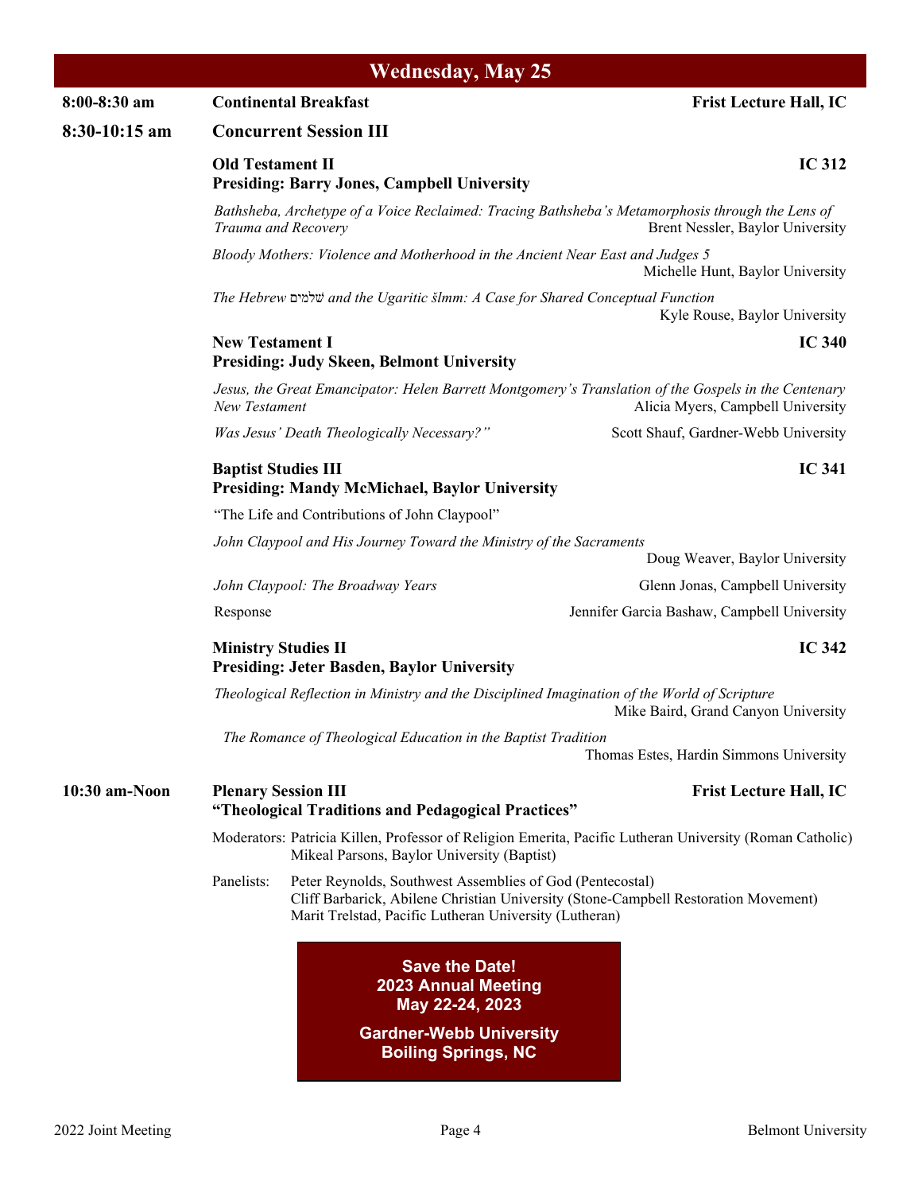## Wednesday, May 25

**8:00-8:30 am** **Continental Breakfast** **Frist Lecture Hall, IC**

**8:30-10:15 am** **Concurrent Session III**

**Old Testament II** **IC 312**
**Presiding: Barry Jones, Campbell University**

*Bathsheba, Archetype of a Voice Reclaimed: Tracing Bathsheba's Metamorphosis through the Lens of Trauma and Recovery* — Brent Nessler, Baylor University

*Bloody Mothers: Violence and Motherhood in the Ancient Near East and Judges 5* — Michelle Hunt, Baylor University

*The Hebrew שלמים and the Ugaritic šlmm: A Case for Shared Conceptual Function* — Kyle Rouse, Baylor University

**New Testament I** **IC 340**
**Presiding: Judy Skeen, Belmont University**

*Jesus, the Great Emancipator: Helen Barrett Montgomery's Translation of the Gospels in the Centenary New Testament* — Alicia Myers, Campbell University

*Was Jesus' Death Theologically Necessary?"* — Scott Shauf, Gardner-Webb University

**Baptist Studies III** **IC 341**
**Presiding: Mandy McMichael, Baylor University**

"The Life and Contributions of John Claypool"

*John Claypool and His Journey Toward the Ministry of the Sacraments* — Doug Weaver, Baylor University

*John Claypool: The Broadway Years* — Glenn Jonas, Campbell University

Response — Jennifer Garcia Bashaw, Campbell University

**Ministry Studies II** **IC 342**
**Presiding: Jeter Basden, Baylor University**

*Theological Reflection in Ministry and the Disciplined Imagination of the World of Scripture* — Mike Baird, Grand Canyon University

*The Romance of Theological Education in the Baptist Tradition* — Thomas Estes, Hardin Simmons University

**10:30 am-Noon** **Plenary Session III** **Frist Lecture Hall, IC**
**"Theological Traditions and Pedagogical Practices"**

Moderators: Patricia Killen, Professor of Religion Emerita, Pacific Lutheran University (Roman Catholic)
Mikeal Parsons, Baylor University (Baptist)

Panelists: Peter Reynolds, Southwest Assemblies of God (Pentecostal)
Cliff Barbarick, Abilene Christian University (Stone-Campbell Restoration Movement)
Marit Trelstad, Pacific Lutheran University (Lutheran)

**Save the Date!**
**2023 Annual Meeting**
**May 22-24, 2023**

**Gardner-Webb University**
**Boiling Springs, NC**